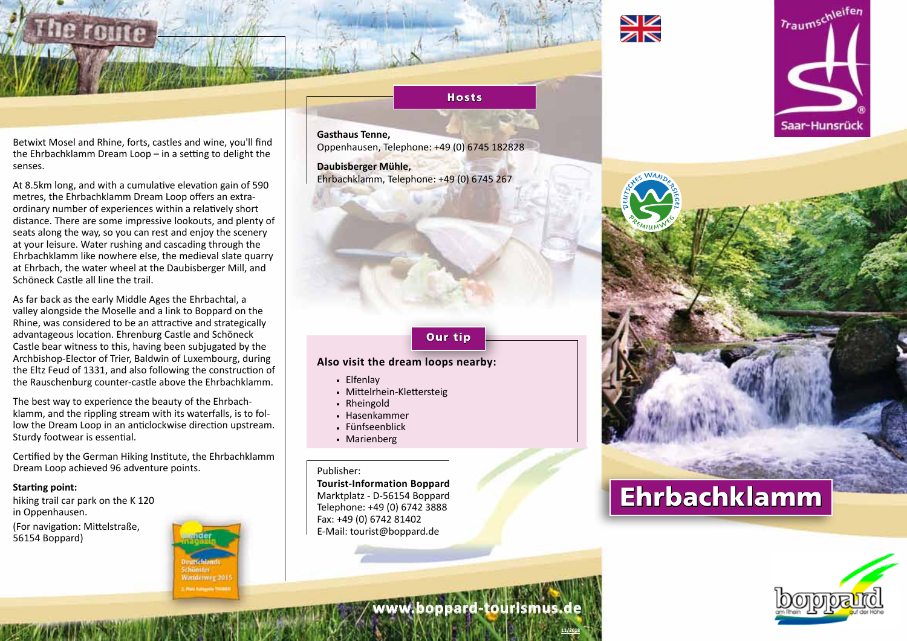# The route

Betwixt Mosel and Rhine, forts, castles and wine, you'll find the Ehrbachklamm Dream Loop – in a setting to delight the senses.

At 8.5km long, and with a cumulative elevation gain of 590 metres, the Ehrbachklamm Dream Loop offers an extra-ordinary number of experiences within a relatively short distance. There are some impressive lookouts, and plenty of seats along the way, so you can rest and enjoy the scenery at your leisure. Water rushing and cascading through the Ehrbachklamm like nowhere else, the medieval slate quarry at Ehrbach, the water wheel at the Daubisberger Mill, and Schöneck Castle all line the trail.

As far back as the early Middle Ages the Ehrbachtal, a valley alongside the Moselle and a link to Boppard on the Rhine, was considered to be an attractive and strategically advantageous location. Ehrenburg Castle and Schöneck Castle bear witness to this, having been subjugated by the Archbishop-Elector of Trier, Baldwin of Luxembourg, during the Eltz Feud of 1331, and also following the construction of the Rauschenburg counter-castle above the Ehrbachklamm.

The best way to experience the beauty of the Ehrbach-klamm, and the rippling stream with its waterfalls, is to fol-low the Dream Loop in an anticlockwise direction upstream. Sturdy footwear is essential.

Certified by the German Hiking Institute, the Ehrbachklamm Dream Loop achieved 96 adventure points.

**Starting point:**
hiking trail car park on the K 120 in Oppenhausen.
(For navigation: Mittelstraße, 56154 Boppard)

Wander magazin – Deutschlands Schönster Wanderweg 2015 – 2. Platz Kategorie TOUREN

## Hosts

**Gasthaus Tenne,**
Oppenhausen, Telephone: +49 (0) 6745 182828

**Daubisberger Mühle,**
Ehrbachklamm, Telephone: +49 (0) 6745 267

## Our tip

**Also visit the dream loops nearby:**

- Elfenlay
- Mittelrhein-Klettersteig
- Rheingold
- Hasenkammer
- Fünfseenblick
- Marienberg

Publisher:
**Tourist-Information Boppard**
Marktplatz - D-56154 Boppard
Telephone: +49 (0) 6742 3888
Fax: +49 (0) 6742 81402
E-Mail: tourist@boppard.de

www.boppard-tourismus.de

11/2018

Traumschleifen Saar-Hunsrück

Deutsches Wandersiegel Premiumweg

# Ehrbachklamm

boppard am Rhein auf der Höhe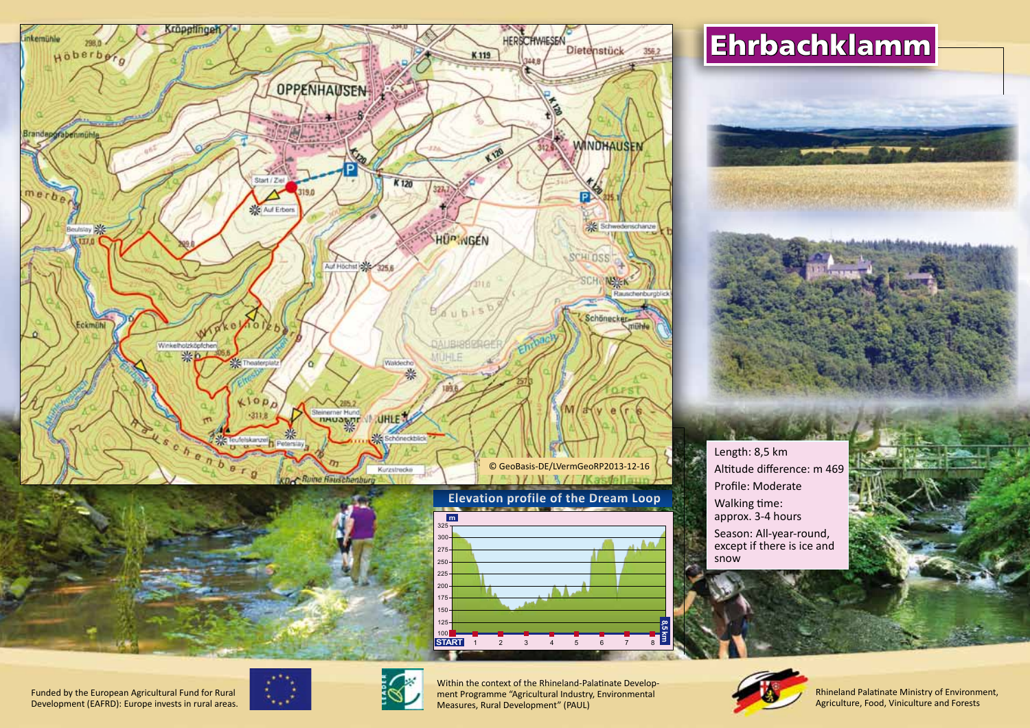# Ehrbachklamm

© GeoBasis-DE/LVermGeoRP2013-12-16

## Elevation profile of the Dream Loop

m
325
300
275
250
225
200
175
150
125
100
START 1 2 3 4 5 6 7 8
8.5 km

Length: 8,5 km

Altitude difference: m 469

Profile: Moderate

Walking time: approx. 3-4 hours

Season: All-year-round, except if there is ice and snow

Funded by the European Agricultural Fund for Rural Development (EAFRD): Europe invests in rural areas.

Within the context of the Rhineland-Palatinate Development Programme "Agricultural Industry, Environmental Measures, Rural Development" (PAUL)

Rhineland Palatinate Ministry of Environment, Agriculture, Food, Viniculture and Forests